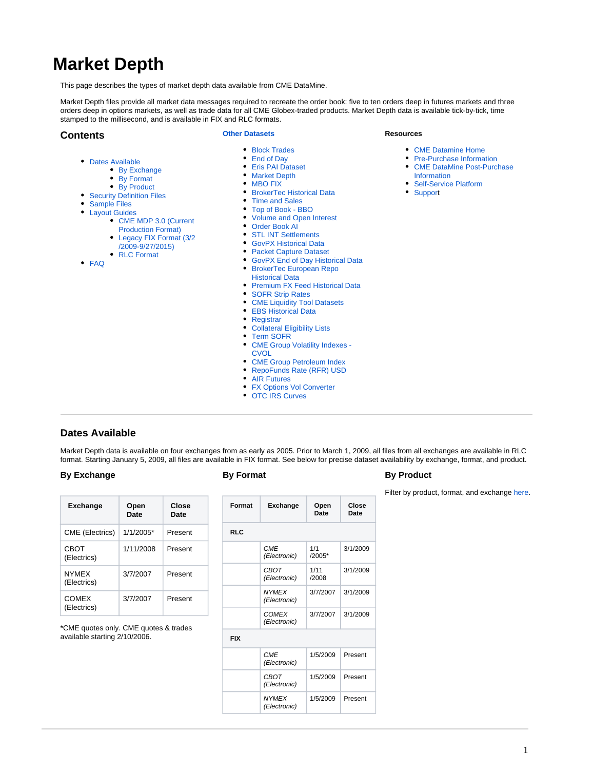# Market Depth

This page describes the types of market depth data available from CME DataMine.

Market Depth files provide all market data messages required to recreate the order book: five to ten orders deep in futures markets and three orders deep in options markets, as well as trade data for all CME Globex-traded products. Market Depth data is available tick-by-tick, time stamped to the millisecond, and is available in FIX and RLC formats.

## Contents

- Dates Available
  - By Exchange
  - By Format
  - By Product
- Security Definition Files
- Sample Files
- Layout Guides
  - CME MDP 3.0 (Current Production Format)
  - Legacy FIX Format (3/2/2009-9/27/2015)
  - RLC Format
- FAQ

**Other Datasets**

- Block Trades
- End of Day
- Eris PAI Dataset
- Market Depth
- MBO FIX
- BrokerTec Historical Data
- Time and Sales
- Top of Book - BBO
- Volume and Open Interest
- Order Book AI
- STL INT Settlements
- GovPX Historical Data
- Packet Capture Dataset
- GovPX End of Day Historical Data
- BrokerTec European Repo Historical Data
- Premium FX Feed Historical Data
- SOFR Strip Rates
- CME Liquidity Tool Datasets
- EBS Historical Data
- Registrar
- Collateral Eligibility Lists
- Term SOFR
- CME Group Volatility Indexes - CVOL
- CME Group Petroleum Index
- RepoFunds Rate (RFR) USD
- AIR Futures
- FX Options Vol Converter
- OTC IRS Curves

**Resources**

- CME Datamine Home
- Pre-Purchase Information
- CME DataMine Post-Purchase Information
- Self-Service Platform
- Support

## Dates Available

Market Depth data is available on four exchanges from as early as 2005. Prior to March 1, 2009, all files from all exchanges are available in RLC format. Starting January 5, 2009, all files are available in FIX format. See below for precise dataset availability by exchange, format, and product.

### By Exchange

| Exchange | Open Date | Close Date |
|---|---|---|
| CME (Electrics) | 1/1/2005* | Present |
| CBOT (Electrics) | 1/11/2008 | Present |
| NYMEX (Electrics) | 3/7/2007 | Present |
| COMEX (Electrics) | 3/7/2007 | Present |

*CME quotes only. CME quotes & trades available starting 2/10/2006.

### By Format

| Format | Exchange | Open Date | Close Date |
|---|---|---|---|
| **RLC** | | | |
| | *CME (Electronic)* | 1/1/2005* | 3/1/2009 |
| | *CBOT (Electronic)* | 1/11/2008 | 3/1/2009 |
| | *NYMEX (Electronic)* | 3/7/2007 | 3/1/2009 |
| | *COMEX (Electronic)* | 3/7/2007 | 3/1/2009 |
| **FIX** | | | |
| | *CME (Electronic)* | 1/5/2009 | Present |
| | *CBOT (Electronic)* | 1/5/2009 | Present |
| | *NYMEX (Electronic)* | 1/5/2009 | Present |

### By Product

Filter by product, format, and exchange here.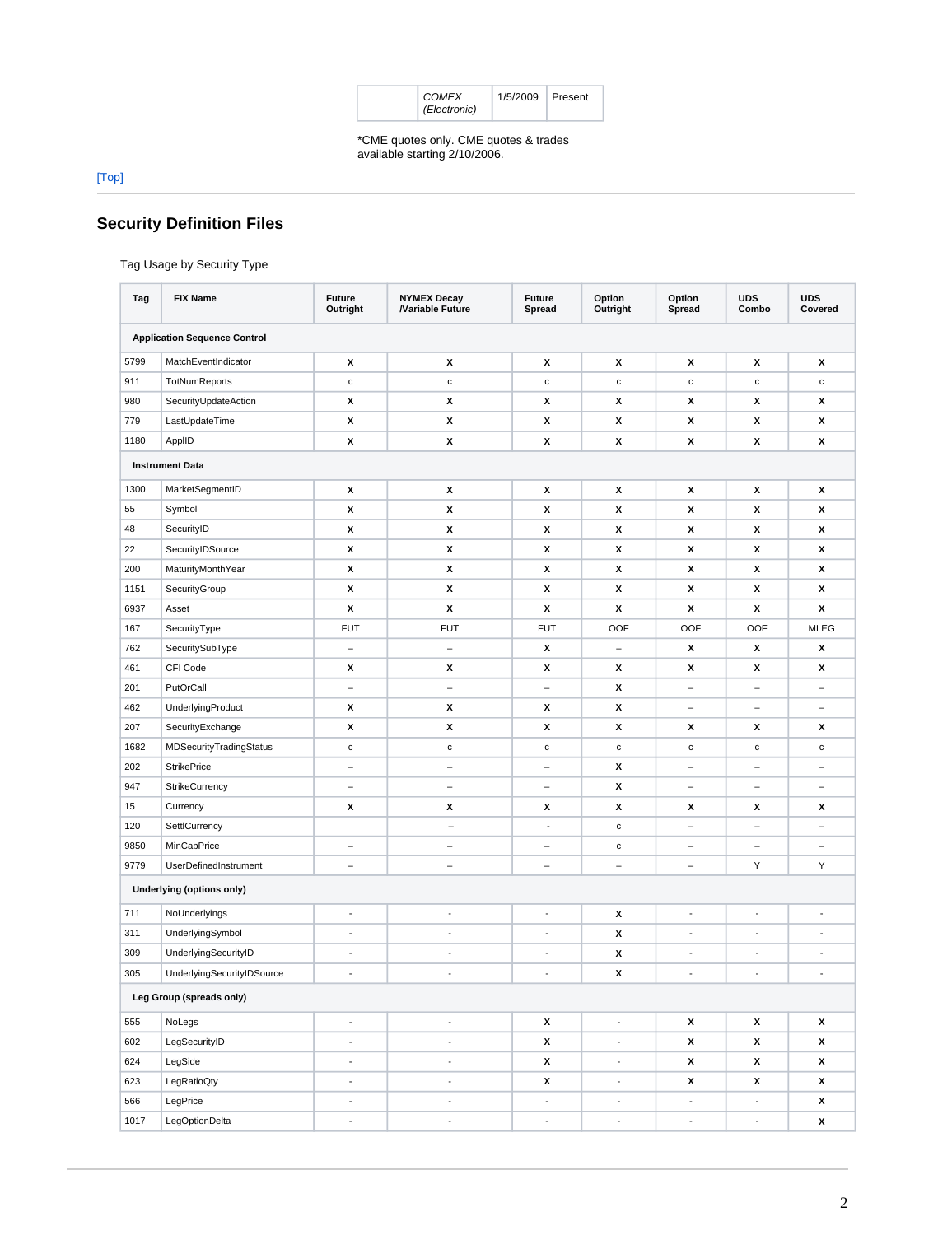| | *COMEX (Electronic)* | 1/5/2009 | Present |
|---|---|---|---|

*CME quotes only. CME quotes & trades available starting 2/10/2006.

[Top]

## Security Definition Files

Tag Usage by Security Type

| Tag | FIX Name | Future Outright | NYMEX Decay /Variable Future | Future Spread | Option Outright | Option Spread | UDS Combo | UDS Covered |
|---|---|---|---|---|---|---|---|---|
| **Application Sequence Control** | | | | | | | | |
| 5799 | MatchEventIndicator | x | x | x | x | x | x | x |
| 911 | TotNumReports | c | c | c | c | c | c | c |
| 980 | SecurityUpdateAction | x | x | x | x | x | x | x |
| 779 | LastUpdateTime | x | x | x | x | x | x | x |
| 1180 | ApplID | x | x | x | x | x | x | x |
| **Instrument Data** | | | | | | | | |
| 1300 | MarketSegmentID | x | x | x | x | x | x | x |
| 55 | Symbol | x | x | x | x | x | x | x |
| 48 | SecurityID | x | x | x | x | x | x | x |
| 22 | SecurityIDSource | x | x | x | x | x | x | x |
| 200 | MaturityMonthYear | x | x | x | x | x | x | x |
| 1151 | SecurityGroup | x | x | x | x | x | x | x |
| 6937 | Asset | x | x | x | x | x | x | x |
| 167 | SecurityType | FUT | FUT | FUT | OOF | OOF | OOF | MLEG |
| 762 | SecuritySubType | – | – | x | – | x | x | x |
| 461 | CFI Code | x | x | x | x | x | x | x |
| 201 | PutOrCall | – | – | – | x | – | – | – |
| 462 | UnderlyingProduct | x | x | x | x | – | – | – |
| 207 | SecurityExchange | x | x | x | x | x | x | x |
| 1682 | MDSecurityTradingStatus | c | c | c | c | c | c | c |
| 202 | StrikePrice | – | – | – | x | – | – | – |
| 947 | StrikeCurrency | – | – | – | x | – | – | – |
| 15 | Currency | x | x | x | x | x | x | x |
| 120 | SettlCurrency | | – | - | c | – | – | – |
| 9850 | MinCabPrice | – | – | – | c | – | – | – |
| 9779 | UserDefinedInstrument | – | – | – | – | – | Y | Y |
| **Underlying (options only)** | | | | | | | | |
| 711 | NoUnderlyings | - | - | - | x | - | - | - |
| 311 | UnderlyingSymbol | - | - | - | x | - | - | - |
| 309 | UnderlyingSecurityID | - | - | - | x | - | - | - |
| 305 | UnderlyingSecurityIDSource | - | - | - | x | - | - | - |
| **Leg Group (spreads only)** | | | | | | | | |
| 555 | NoLegs | - | - | x | - | x | x | x |
| 602 | LegSecurityID | - | - | x | - | x | x | x |
| 624 | LegSide | - | - | x | - | x | x | x |
| 623 | LegRatioQty | - | - | x | - | x | x | x |
| 566 | LegPrice | - | - | - | - | - | - | x |
| 1017 | LegOptionDelta | - | - | - | - | - | - | x |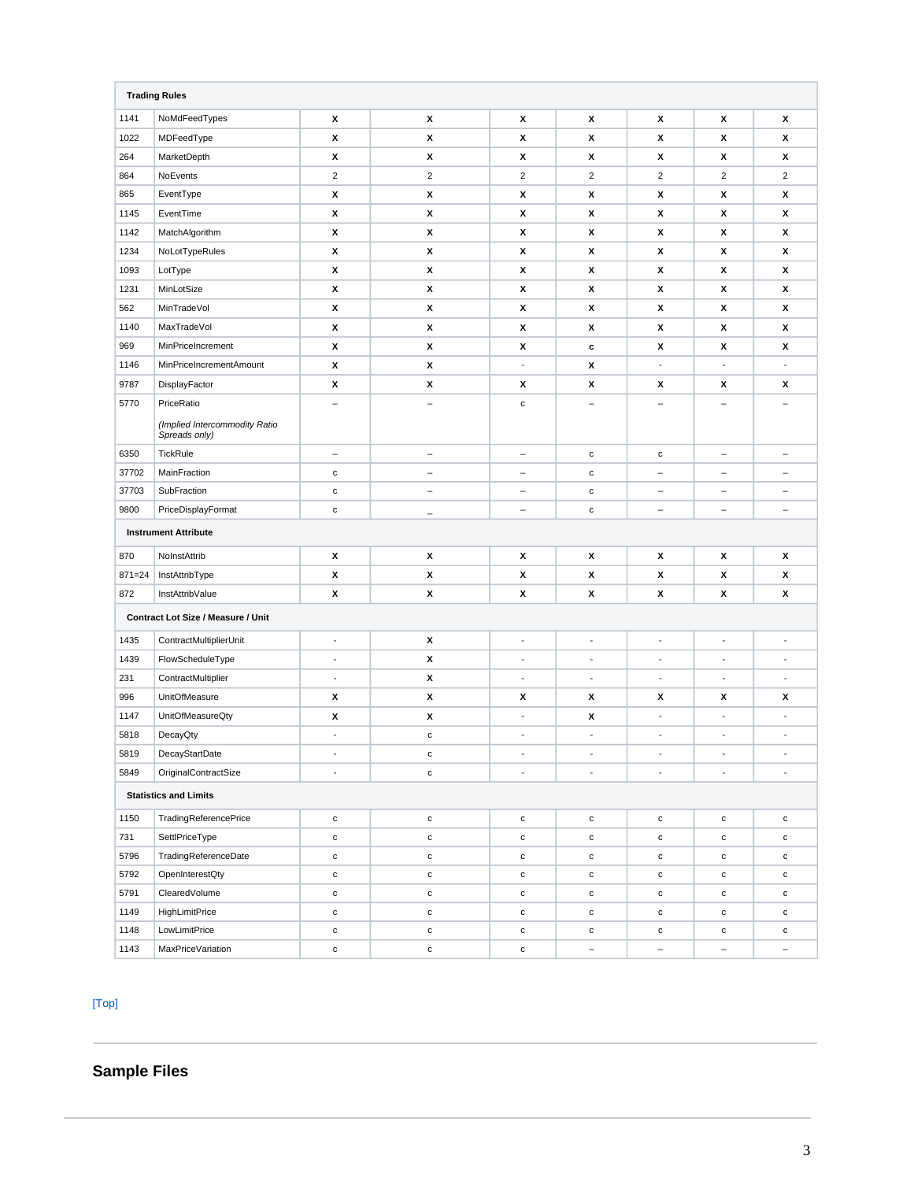| | | | | | | | | |
|---|---|---|---|---|---|---|---|---|
| **Trading Rules** | | | | | | | | |
| 1141 | NoMdFeedTypes | x | x | x | x | x | x | x |
| 1022 | MDFeedType | x | x | x | x | x | x | x |
| 264 | MarketDepth | x | x | x | x | x | x | x |
| 864 | NoEvents | 2 | 2 | 2 | 2 | 2 | 2 | 2 |
| 865 | EventType | x | x | x | x | x | x | x |
| 1145 | EventTime | x | x | x | x | x | x | x |
| 1142 | MatchAlgorithm | x | x | x | x | x | x | x |
| 1234 | NoLotTypeRules | x | x | x | x | x | x | x |
| 1093 | LotType | x | x | x | x | x | x | x |
| 1231 | MinLotSize | x | x | x | x | x | x | x |
| 562 | MinTradeVol | x | x | x | x | x | x | x |
| 1140 | MaxTradeVol | x | x | x | x | x | x | x |
| 969 | MinPriceIncrement | x | x | x | c | x | x | x |
| 1146 | MinPriceIncrementAmount | x | x | - | x | - | - | - |
| 9787 | DisplayFactor | x | x | x | x | x | x | x |
| 5770 | PriceRatio *(Implied Intercommodity Ratio Spreads only)* | – | – | c | – | – | – | – |
| 6350 | TickRule | – | – | – | c | c | – | – |
| 37702 | MainFraction | c | – | – | c | – | – | – |
| 37703 | SubFraction | c | – | – | c | – | – | – |
| 9800 | PriceDisplayFormat | c | – | – | c | – | – | – |
| **Instrument Attribute** | | | | | | | | |
| 870 | NoInstAttrib | x | x | x | x | x | x | x |
| 871=24 | InstAttribType | x | x | x | x | x | x | x |
| 872 | InstAttribValue | x | x | x | x | x | x | x |
| **Contract Lot Size / Measure / Unit** | | | | | | | | |
| 1435 | ContractMultiplierUnit | - | x | - | - | - | - | - |
| 1439 | FlowScheduleType | - | x | - | - | - | - | - |
| 231 | ContractMultiplier | - | x | - | - | - | - | - |
| 996 | UnitOfMeasure | x | x | x | x | x | x | x |
| 1147 | UnitOfMeasureQty | x | x | - | x | - | - | - |
| 5818 | DecayQty | - | c | - | - | - | - | - |
| 5819 | DecayStartDate | - | c | - | - | - | - | - |
| 5849 | OriginalContractSize | - | c | - | - | - | - | - |
| **Statistics and Limits** | | | | | | | | |
| 1150 | TradingReferencePrice | c | c | c | c | c | c | c |
| 731 | SettlPriceType | c | c | c | c | c | c | c |
| 5796 | TradingReferenceDate | c | c | c | c | c | c | c |
| 5792 | OpenInterestQty | c | c | c | c | c | c | c |
| 5791 | ClearedVolume | c | c | c | c | c | c | c |
| 1149 | HighLimitPrice | c | c | c | c | c | c | c |
| 1148 | LowLimitPrice | c | c | c | c | c | c | c |
| 1143 | MaxPriceVariation | c | c | c | – | – | – | – |

[Top]

## Sample Files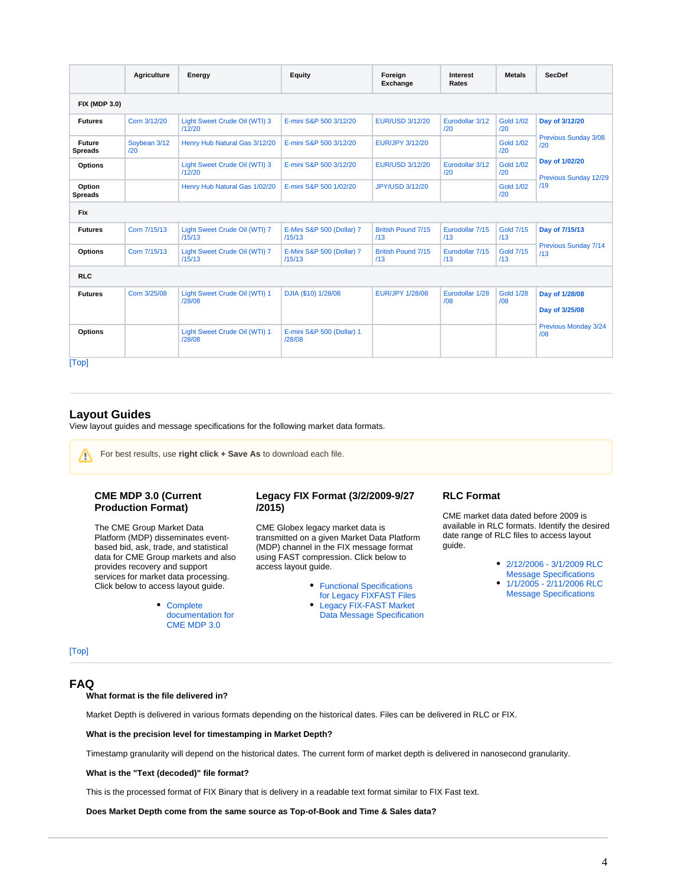| | Agriculture | Energy | Equity | Foreign Exchange | Interest Rates | Metals | SecDef |
|---|---|---|---|---|---|---|---|
| **FIX (MDP 3.0)** | | | | | | | |
| **Futures** | Corn 3/12/20 | Light Sweet Crude Oil (WTI) 3/12/20 | E-mini S&P 500 3/12/20 | EUR/USD 3/12/20 | Eurodollar 3/12/20 | Gold 1/02/20 | **Day of 3/12/20** Previous Sunday 3/08/20 |
| **Future Spreads** | Soybean 3/12/20 | Henry Hub Natural Gas 3/12/20 | E-mini S&P 500 3/12/20 | EUR/JPY 3/12/20 | | Gold 1/02/20 | |
| **Options** | | Light Sweet Crude Oil (WTI) 3/12/20 | E-mini S&P 500 3/12/20 | EUR/USD 3/12/20 | Eurodollar 3/12/20 | Gold 1/02/20 | **Day of 1/02/20** Previous Sunday 12/29/19 |
| **Option Spreads** | | Henry Hub Natural Gas 1/02/20 | E-mini S&P 500 1/02/20 | JPY/USD 3/12/20 | | Gold 1/02/20 | |
| **Fix** | | | | | | | |
| **Futures** | Corn 7/15/13 | Light Sweet Crude Oil (WTI) 7/15/13 | E-Mini S&P 500 (Dollar) 7/15/13 | British Pound 7/15/13 | Eurodollar 7/15/13 | Gold 7/15/13 | **Day of 7/15/13** Previous Sunday 7/14/13 |
| **Options** | Corn 7/15/13 | Light Sweet Crude Oil (WTI) 7/15/13 | E-Mini S&P 500 (Dollar) 7/15/13 | British Pound 7/15/13 | Eurodollar 7/15/13 | Gold 7/15/13 | |
| **RLC** | | | | | | | |
| **Futures** | Corn 3/25/08 | Light Sweet Crude Oil (WTI) 1/28/08 | DJIA ($10) 1/28/08 | EUR/JPY 1/28/08 | Eurodollar 1/28/08 | Gold 1/28/08 | **Day of 1/28/08** **Day of 3/25/08** Previous Monday 3/24/08 |
| **Options** | | Light Sweet Crude Oil (WTI) 1/28/08 | E-mini S&P 500 (Dollar) 1/28/08 | | | | |

[Top]

## Layout Guides

View layout guides and message specifications for the following market data formats.

For best results, use **right click + Save As** to download each file.

### CME MDP 3.0 (Current Production Format)

The CME Group Market Data Platform (MDP) disseminates event-based bid, ask, trade, and statistical data for CME Group markets and also provides recovery and support services for market data processing. Click below to access layout guide.

- Complete documentation for CME MDP 3.0

### Legacy FIX Format (3/2/2009-9/27/2015)

CME Globex legacy market data is transmitted on a given Market Data Platform (MDP) channel in the FIX message format using FAST compression. Click below to access layout guide.

- Functional Specifications for Legacy FIXFAST Files
- Legacy FIX-FAST Market Data Message Specification

### RLC Format

CME market data dated before 2009 is available in RLC formats. Identify the desired date range of RLC files to access layout guide.

- 2/12/2006 - 3/1/2009 RLC Message Specifications
- 1/1/2005 - 2/11/2006 RLC Message Specifications

[Top]

## FAQ

**What format is the file delivered in?**

Market Depth is delivered in various formats depending on the historical dates. Files can be delivered in RLC or FIX.

**What is the precision level for timestamping in Market Depth?**

Timestamp granularity will depend on the historical dates. The current form of market depth is delivered in nanosecond granularity.

**What is the "Text (decoded)" file format?**

This is the processed format of FIX Binary that is delivery in a readable text format similar to FIX Fast text.

**Does Market Depth come from the same source as Top-of-Book and Time & Sales data?**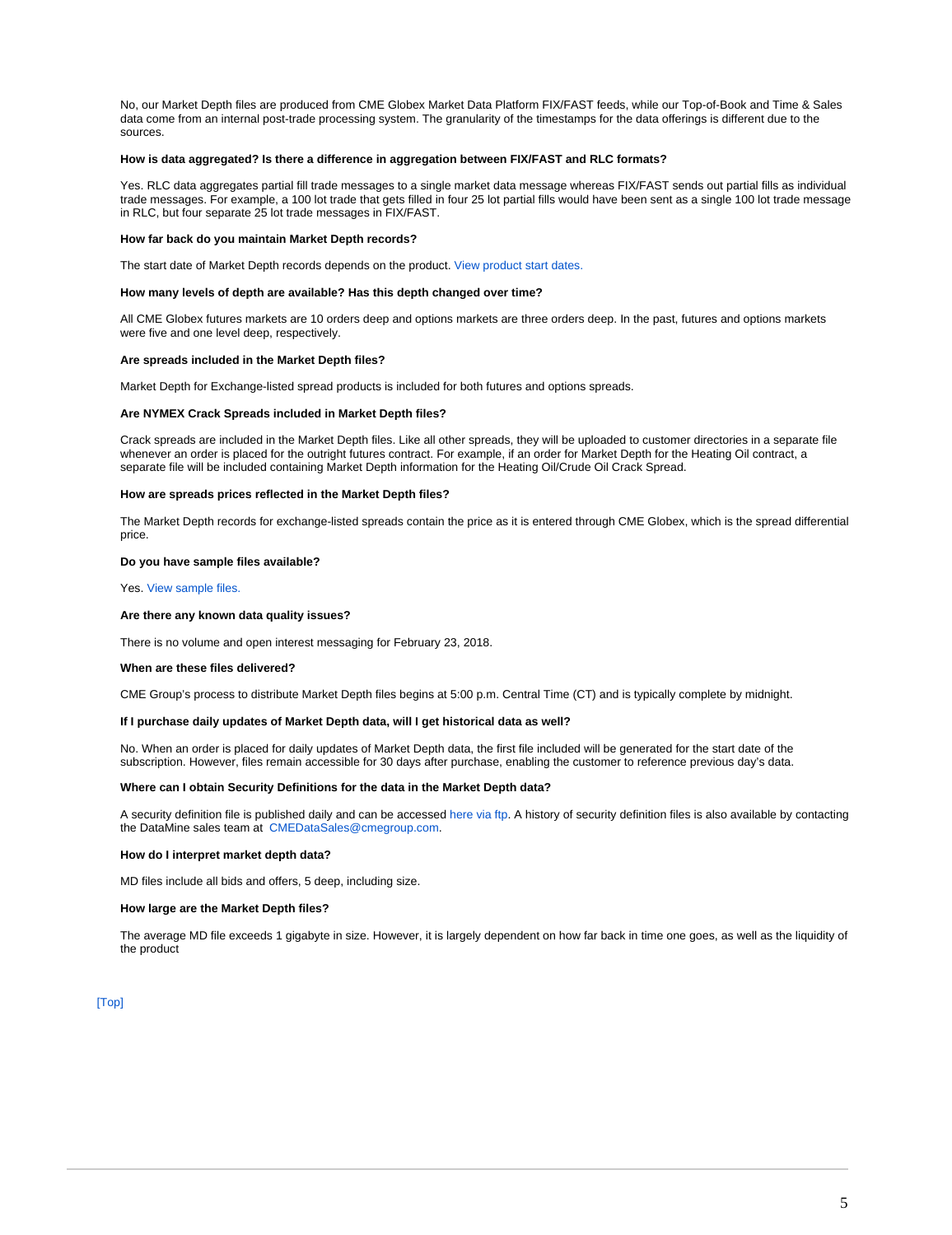No, our Market Depth files are produced from CME Globex Market Data Platform FIX/FAST feeds, while our Top-of-Book and Time & Sales data come from an internal post-trade processing system. The granularity of the timestamps for the data offerings is different due to the sources.

**How is data aggregated? Is there a difference in aggregation between FIX/FAST and RLC formats?**

Yes. RLC data aggregates partial fill trade messages to a single market data message whereas FIX/FAST sends out partial fills as individual trade messages. For example, a 100 lot trade that gets filled in four 25 lot partial fills would have been sent as a single 100 lot trade message in RLC, but four separate 25 lot trade messages in FIX/FAST.

**How far back do you maintain Market Depth records?**

The start date of Market Depth records depends on the product. View product start dates.

**How many levels of depth are available? Has this depth changed over time?**

All CME Globex futures markets are 10 orders deep and options markets are three orders deep. In the past, futures and options markets were five and one level deep, respectively.

**Are spreads included in the Market Depth files?**

Market Depth for Exchange-listed spread products is included for both futures and options spreads.

**Are NYMEX Crack Spreads included in Market Depth files?**

Crack spreads are included in the Market Depth files. Like all other spreads, they will be uploaded to customer directories in a separate file whenever an order is placed for the outright futures contract. For example, if an order for Market Depth for the Heating Oil contract, a separate file will be included containing Market Depth information for the Heating Oil/Crude Oil Crack Spread.

**How are spreads prices reflected in the Market Depth files?**

The Market Depth records for exchange-listed spreads contain the price as it is entered through CME Globex, which is the spread differential price.

**Do you have sample files available?**

Yes. View sample files.

**Are there any known data quality issues?**

There is no volume and open interest messaging for February 23, 2018.

**When are these files delivered?**

CME Group's process to distribute Market Depth files begins at 5:00 p.m. Central Time (CT) and is typically complete by midnight.

**If I purchase daily updates of Market Depth data, will I get historical data as well?**

No. When an order is placed for daily updates of Market Depth data, the first file included will be generated for the start date of the subscription. However, files remain accessible for 30 days after purchase, enabling the customer to reference previous day's data.

**Where can I obtain Security Definitions for the data in the Market Depth data?**

A security definition file is published daily and can be accessed here via ftp. A history of security definition files is also available by contacting the DataMine sales team at CMEDataSales@cmegroup.com.

**How do I interpret market depth data?**

MD files include all bids and offers, 5 deep, including size.

**How large are the Market Depth files?**

The average MD file exceeds 1 gigabyte in size. However, it is largely dependent on how far back in time one goes, as well as the liquidity of the product

[Top]